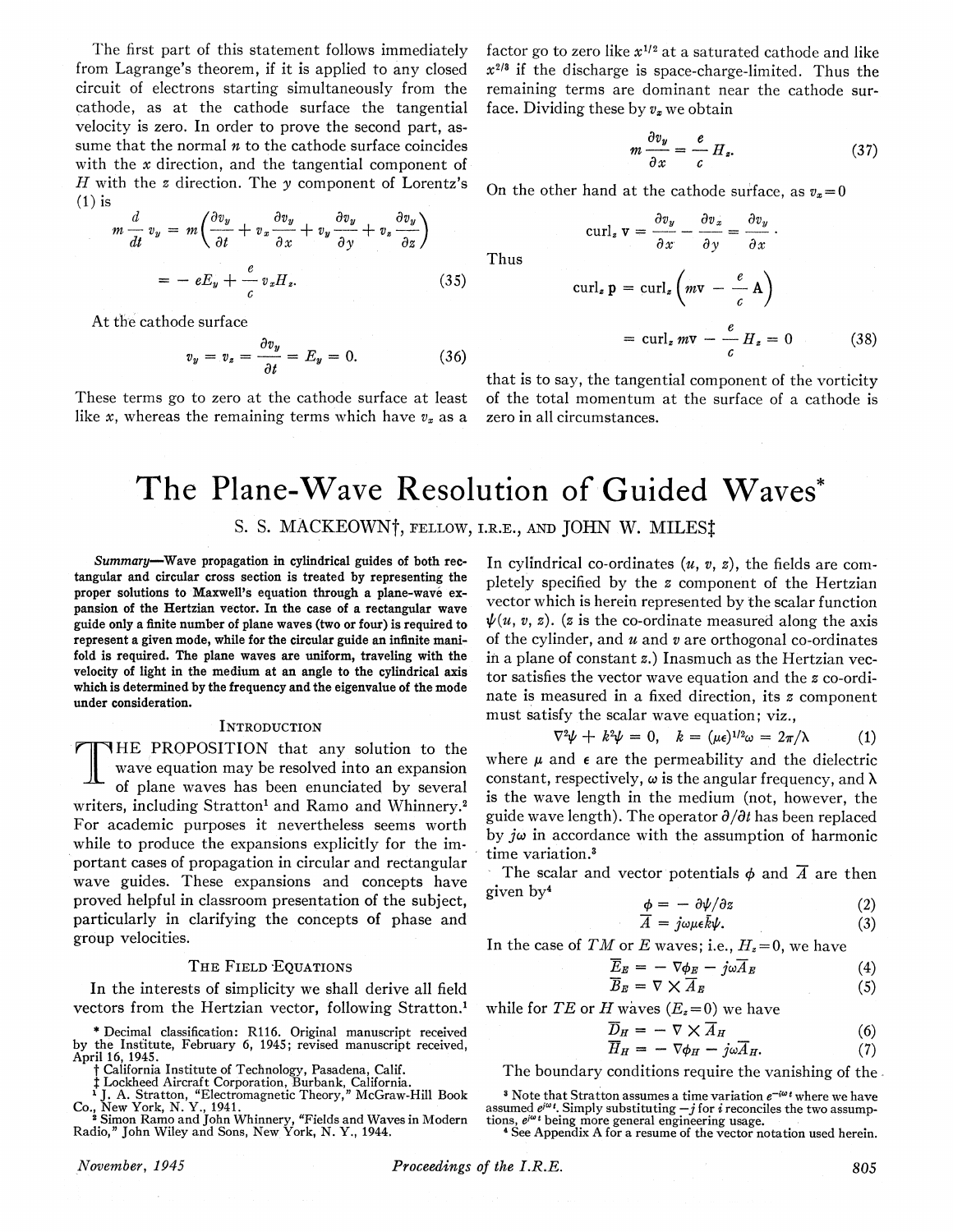The first part of this statement follows immediately from Lagrange's theorem, if it is applied to any closed circuit of electrons starting simultaneously from the cathode, as at the cathode surface the tangential velocity is zero. In order to prove the second part, assume that the normal $n$ to the cathode surface coincides with the $x$ direction, and the tangential component of $H$ with the $z$ direction. The $y$ component of Lorentz's (1) is

$$m \frac{d}{dt} v_y = m\left(\frac{\partial v_y}{\partial t} + v_x \frac{\partial v_y}{\partial x} + v_y \frac{\partial v_y}{\partial y} + v_z \frac{\partial v_y}{\partial z}\right)$$

$$= -eE_y + \frac{e}{c} v_x H_z. \tag{35}$$

At the cathode surface

$$v_y = v_z = \frac{\partial v_y}{\partial t} = E_y = 0. \tag{36}$$

These terms go to zero at the cathode surface at least like $x$, whereas the remaining terms which have $v_x$ as a factor go to zero like $x^{1/2}$ at a saturated cathode and like $x^{2/3}$ if the discharge is space-charge-limited. Thus the remaining terms are dominant near the cathode surface. Dividing these by $v_x$ we obtain

$$m \frac{\partial v_y}{\partial x} = \frac{e}{c} H_z. \tag{37}$$

On the other hand at the cathode surface, as $v_x = 0$

$$\text{curl}_z\, \mathbf{v} = \frac{\partial v_y}{\partial x} - \frac{\partial v_x}{\partial y} = \frac{\partial v_y}{\partial x}.$$

Thus

$$\text{curl}_z\, \mathbf{p} = \text{curl}_z \left(m\mathbf{v} - \frac{e}{c}\mathbf{A}\right)$$

$$= \text{curl}_z\, m\mathbf{v} - \frac{e}{c} H_z = 0 \tag{38}$$

that is to say, the tangential component of the vorticity of the total momentum at the surface of a cathode is zero in all circumstances.

# The Plane-Wave Resolution of Guided Waves*

S. S. MACKEOWN†, FELLOW, I.R.E., AND JOHN W. MILES‡

*Summary*—Wave propagation in cylindrical guides of both rectangular and circular cross section is treated by representing the proper solutions to Maxwell's equation through a plane-wave expansion of the Hertzian vector. In the case of a rectangular wave guide only a finite number of plane waves (two or four) is required to represent a given mode, while for the circular guide an infinite manifold is required. The plane waves are uniform, traveling with the velocity of light in the medium at an angle to the cylindrical axis which is determined by the frequency and the eigenvalue of the mode under consideration.

## Introduction

The proposition that any solution to the wave equation may be resolved into an expansion of plane waves has been enunciated by several writers, including Stratton[1] and Ramo and Whinnery.[2] For academic purposes it nevertheless seems worth while to produce the expansions explicitly for the important cases of propagation in circular and rectangular wave guides. These expansions and concepts have proved helpful in classroom presentation of the subject, particularly in clarifying the concepts of phase and group velocities.

## The Field Equations

In the interests of simplicity we shall derive all field vectors from the Hertzian vector, following Stratton.[1] In cylindrical co-ordinates $(u, v, z)$, the fields are completely specified by the $z$ component of the Hertzian vector which is herein represented by the scalar function $\psi(u, v, z)$. ($z$ is the co-ordinate measured along the axis of the cylinder, and $u$ and $v$ are orthogonal co-ordinates in a plane of constant $z$.) Inasmuch as the Hertzian vector satisfies the vector wave equation and the $z$ co-ordinate is measured in a fixed direction, its $z$ component must satisfy the scalar wave equation; viz.,

$$\nabla^2\psi + k^2\psi = 0, \quad k = (\mu\epsilon)^{1/2}\omega = 2\pi/\lambda \tag{1}$$

where $\mu$ and $\epsilon$ are the permeability and the dielectric constant, respectively, $\omega$ is the angular frequency, and $\lambda$ is the wave length in the medium (not, however, the guide wave length). The operator $\partial/\partial t$ has been replaced by $j\omega$ in accordance with the assumption of harmonic time variation.[3]

The scalar and vector potentials $\phi$ and $\overline{A}$ are then given by[4]

$$\phi = -\partial\psi/\partial z \tag{2}$$

$$\overline{A} = j\omega\mu\epsilon\overline{k}\psi. \tag{3}$$

In the case of $TM$ or $E$ waves; i.e., $H_z = 0$, we have

$$\overline{E}_E = -\nabla\phi_E - j\omega\overline{A}_E \tag{4}$$

$$\overline{B}_E = \nabla \times \overline{A}_E \tag{5}$$

while for $TE$ or $H$ waves ($E_z = 0$) we have

$$\overline{D}_H = -\nabla \times \overline{A}_H \tag{6}$$

$$\overline{H}_H = -\nabla\phi_H - j\omega\overline{A}_H. \tag{7}$$

The boundary conditions require the vanishing of the

---

\* Decimal classification: R116. Original manuscript received by the Institute, February 6, 1945; revised manuscript received, April 16, 1945.

† California Institute of Technology, Pasadena, Calif.

‡ Lockheed Aircraft Corporation, Burbank, California.

[1] J. A. Stratton, "Electromagnetic Theory," McGraw-Hill Book Co., New York, N. Y., 1941.

[2] Simon Ramo and John Whinnery, "Fields and Waves in Modern Radio," John Wiley and Sons, New York, N. Y., 1944.

[3] Note that Stratton assumes a time variation $e^{-i\omega t}$ where we have assumed $e^{j\omega t}$. Simply substituting $-j$ for $i$ reconciles the two assumptions, $e^{j\omega t}$ being more general engineering usage.

[4] See Appendix A for a resume of the vector notation used herein.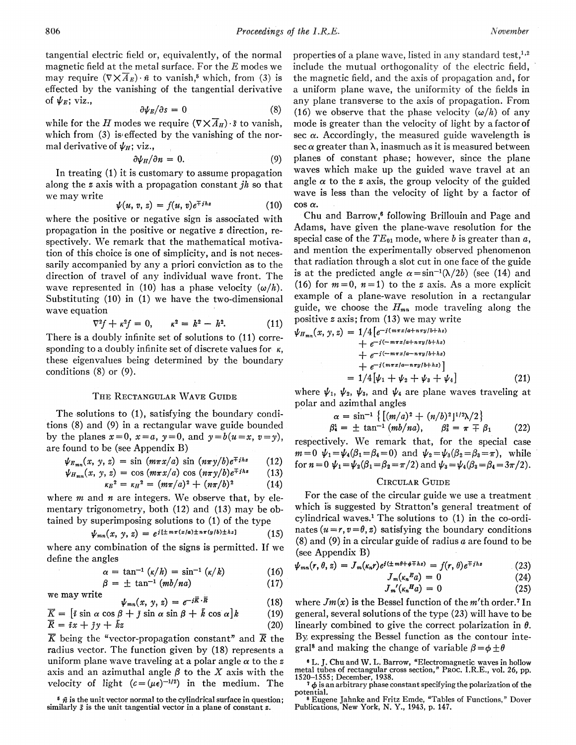tangential electric field or, equivalently, of the normal magnetic field at the metal surface. For the $E$ modes we may require $(\nabla \times \bar{A}_E) \cdot \bar{n}$ to vanish,[5] which, from (3) is effected by the vanishing of the tangential derivative of $\psi_E$; viz.,

$$\partial \psi_E / \partial s = 0 \tag{8}$$

while for the $H$ modes we require $(\nabla \times \bar{A}_H) \cdot \bar{s}$ to vanish, which from (3) is effected by the vanishing of the normal derivative of $\psi_H$; viz.,

$$\partial \psi_H / \partial n = 0. \tag{9}$$

In treating (1) it is customary to assume propagation along the $z$ axis with a propagation constant $jh$ so that we may write

$$\psi(u, v, z) = f(u, v) e^{\mp jhz} \tag{10}$$

where the positive or negative sign is associated with propagation in the positive or negative $z$ direction, respectively. We remark that the mathematical motivation of this choice is one of simplicity, and is not necessarily accompanied by any a priori conviction as to the direction of travel of any individual wave front. The wave represented in (10) has a phase velocity $(\omega/h)$. Substituting (10) in (1) we have the two-dimensional wave equation

$$\nabla^2 f + \kappa^2 f = 0, \qquad \kappa^2 = k^2 - h^2. \tag{11}$$

There is a doubly infinite set of solutions to (11) corresponding to a doubly infinite set of discrete values for $\kappa$, these eigenvalues being determined by the boundary conditions (8) or (9).

## The Rectangular Wave Guide

The solutions to (1), satisfying the boundary conditions (8) and (9) in a rectangular wave guide bounded by the planes $x=0$, $x=a$, $y=0$, and $y=b (u=x,\ v=y)$, are found to be (see Appendix B)

$$\psi_{E_{mn}}(x, y, z) = \sin (m\pi x/a) \sin (n\pi y/b) e^{\mp jhz} \tag{12}$$

$$\psi_{H_{mn}}(x, y, z) = \cos (m\pi x/a) \cos (n\pi y/b) e^{\mp jhz} \tag{13}$$

$$\kappa_E^2 = \kappa_H^2 = (m\pi/a)^2 + (n\pi/b)^2 \tag{14}$$

where $m$ and $n$ are integers. We observe that, by elementary trigonometry, both (12) and (13) may be obtained by superimposing solutions to (1) of the type

$$\psi_{mn}(x, y, z) = e^{i[\pm m\pi(x/a) \pm n\pi(y/b) \pm hz]} \tag{15}$$

where any combination of the signs is permitted. If we define the angles

$$\alpha = \tan^{-1} (\kappa/h) = \sin^{-1} (\kappa/k) \tag{16}$$

$$\beta = \pm \tan^{-1} (mb/na) \tag{17}$$

we may write

$$\psi_{mn}(x, y, z) = e^{-i\bar{K} \cdot \bar{R}} \tag{18}$$

$$\bar{K} = [\bar{i} \sin \alpha \cos \beta + \bar{j} \sin \alpha \sin \beta + \bar{k} \cos \alpha] k \tag{19}$$

$$\bar{R} = \bar{i}x + \bar{j}y + \bar{k}z \tag{20}$$

$\bar{K}$ being the "vector-propagation constant" and $\bar{R}$ the radius vector. The function given by (18) represents a uniform plane wave traveling at a polar angle $\alpha$ to the $z$ axis and an azimuthal angle $\beta$ to the $X$ axis with the velocity of light $(c = (\mu\epsilon)^{-1/2})$ in the medium. The properties of a plane wave, listed in any standard test,[1,2] include the mutual orthogonality of the electric field, the magnetic field, and the axis of propagation and, for a uniform plane wave, the uniformity of the fields in any plane transverse to the axis of propagation. From (16) we observe that the phase velocity $(\omega/h)$ of any mode is greater than the velocity of light by a factor of $\sec \alpha$. Accordingly, the measured guide wavelength is $\sec \alpha$ greater than $\lambda$, inasmuch as it is measured between planes of constant phase; however, since the plane waves which make up the guided wave travel at an angle $\alpha$ to the $z$ axis, the group velocity of the guided wave is less than the velocity of light by a factor of $\cos \alpha$.

Chu and Barrow,[6] following Brillouin and Page and Adams, have given the plane-wave resolution for the special case of the $TE_{01}$ mode, where $b$ is greater than $a$, and mention the experimentally observed phenomenon that radiation through a slot cut in one face of the guide is at the predicted angle $\alpha = \sin^{-1}(\lambda/2b)$ (see (14) and (16) for $m=0$, $n=1$) to the $z$ axis. As a more explicit example of a plane-wave resolution in a rectangular guide, we choose the $H_{mn}$ mode traveling along the positive $z$ axis; from (13) we may write

$$\begin{aligned}\psi_{H_{mn}}(x, y, z) = 1/4 [ & e^{-i(m\pi x/a + n\pi y/b + hz)} \\ & + e^{-i(-m\pi x/a + n\pi y/b + hz)} \\ & + e^{-i(-m\pi x/a - n\pi y/b + hz)} \\ & + e^{-i(m\pi x/a - n\pi y/b + hz)}] \\ = 1/4 [ & \psi_1 + \psi_2 + \psi_3 + \psi_4]\end{aligned} \tag{21}$$

where $\psi_1$, $\psi_2$, $\psi_3$, and $\psi_4$ are plane waves traveling at polar and azimthal angles

$$\alpha = \sin^{-1} \{ [(m/a)^2 + (n/b)^2]^{1/2} \lambda/2 \}$$

$$\beta_4^1 = \pm \tan^{-1} (mb/na), \qquad \beta_3^2 = \pi \mp \beta_1 \tag{22}$$

respectively. We remark that, for the special case $m=0$ $\psi_1 = \psi_4 (\beta_1 = \beta_4 = 0)$ and $\psi_2 = \psi_3 (\beta_2 = \beta_3 = \pi)$, while for $n=0$ $\psi_1 = \psi_2 (\beta_1 = \beta_2 = \pi/2)$ and $\psi_3 = \psi_4 (\beta_3 = \beta_4 = 3\pi/2)$.

## Circular Guide

For the case of the circular guide we use a treatment which is suggested by Stratton's general treatment of cylindrical waves.[1] The solutions to (1) in the co-ordinates $(u=r, v=\theta, z)$ satisfying the boundary conditions (8) and (9) in a circular guide of radius $a$ are found to be (see Appendix B)

$$\psi_{mn}(r, \theta, z) = J_m(\kappa_n r) e^{i(\pm m\theta + \phi \mp hz)} = f(r, \theta) e^{\mp jhz} \tag{23}$$

$$J_m(\kappa_n^E a) = 0 \tag{24}$$

$$J_m'(\kappa_n^H a) = 0 \tag{25}$$

where $Jm(x)$ is the Bessel function of the $m$'th order.[7] In general, several solutions of the type (23) will have to be linearly combined to give the correct polarization in $\theta$. By expressing the Bessel function as the contour integral[8] and making the change of variable $\beta = \phi \pm \theta$

[5] $\bar{n}$ is the unit vector normal to the cylindrical surface in question; similarly $\bar{s}$ is the unit tangential vector in a plane of constant $z$.

[6] L. J. Chu and W. L. Barrow, "Electromagnetic waves in hollow metal tubes of rectangular cross section," Proc. I.R.E., vol. 26, pp. 1520–1555; December, 1938.

[7] $\phi$ is an arbitrary phase constant specifying the polarization of the potential.

[8] Eugene Jahnke and Fritz Emde, "Tables of Functions," Dover Publications, New York, N. Y., 1943, p. 147.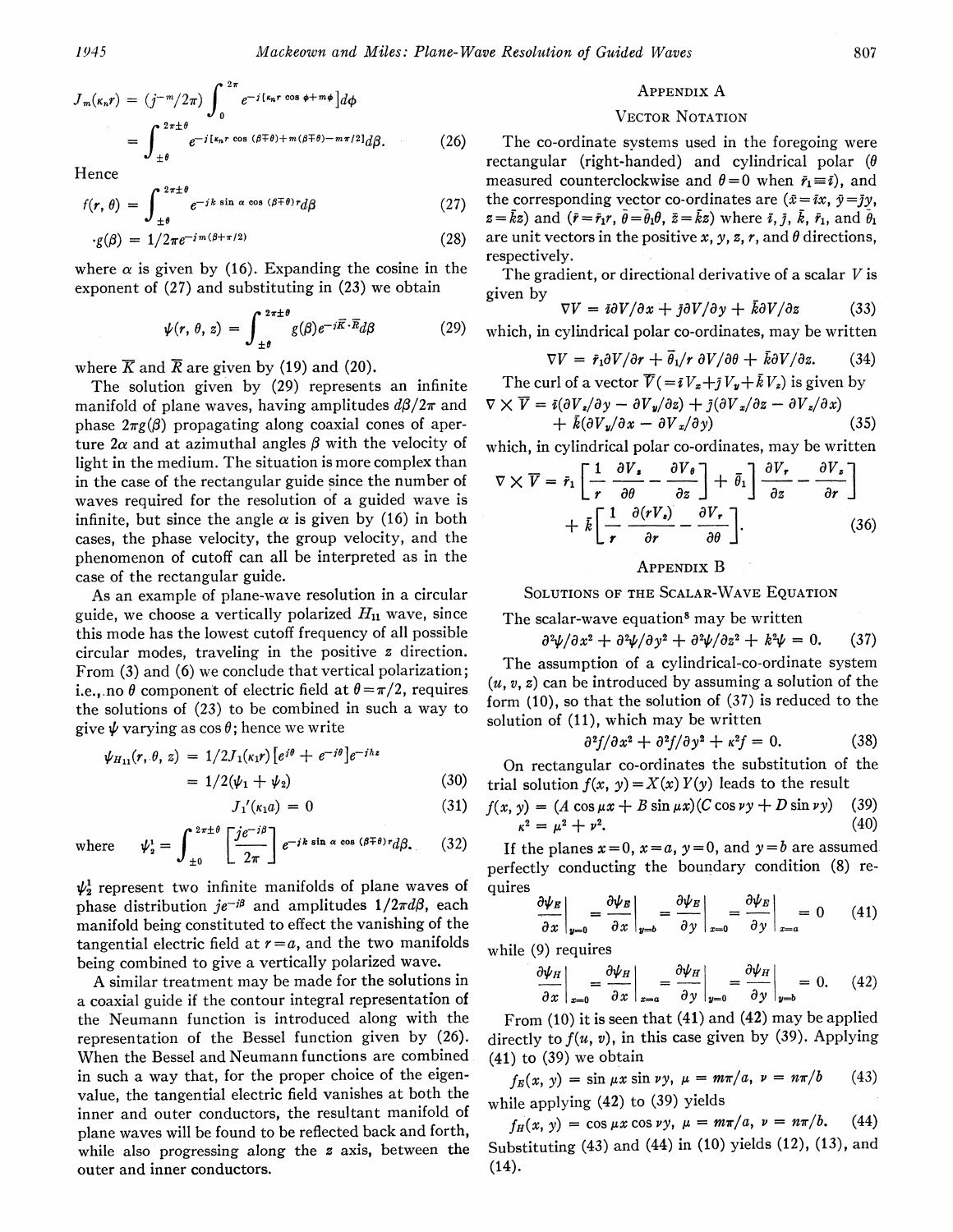$$J_m(\kappa_n r) = (j^{-m}/2\pi)\int_0^{2\pi} e^{-j[\kappa_n r \cos\phi + m\phi]}d\phi$$

$$= \int_{\pm\theta}^{2\pi\pm\theta} e^{-j[\kappa_n r \cos(\beta\mp\theta) + m(\beta\mp\theta) - m\pi/2]}d\beta. \qquad (26)$$

Hence

$$f(r, \theta) = \int_{\pm\theta}^{2\pi\pm\theta} e^{-jk \sin\alpha \cos(\beta\mp\theta) r} d\beta \qquad (27)$$

$$\cdot g(\beta) = 1/2\pi e^{-jm(\beta+\pi/2)} \qquad (28)$$

where $\alpha$ is given by (16). Expanding the cosine in the exponent of (27) and substituting in (23) we obtain

$$\psi(r, \theta, z) = \int_{\pm\theta}^{2\pi\pm\theta} g(\beta) e^{-j\bar{K}\cdot\bar{R}} d\beta \qquad (29)$$

where $\bar{K}$ and $\bar{R}$ are given by (19) and (20).

The solution given by (29) represents an infinite manifold of plane waves, having amplitudes $d\beta/2\pi$ and phase $2\pi g(\beta)$ propagating along coaxial cones of aperture $2\alpha$ and at azimuthal angles $\beta$ with the velocity of light in the medium. The situation is more complex than in the case of the rectangular guide since the number of waves required for the resolution of a guided wave is infinite, but since the angle $\alpha$ is given by (16) in both cases, the phase velocity, the group velocity, and the phenomenon of cutoff can all be interpreted as in the case of the rectangular guide.

As an example of plane-wave resolution in a circular guide, we choose a vertically polarized $H_{11}$ wave, since this mode has the lowest cutoff frequency of all possible circular modes, traveling in the positive $z$ direction. From (3) and (6) we conclude that vertical polarization; i.e., no $\theta$ component of electric field at $\theta = \pi/2$, requires the solutions of (23) to be combined in such a way to give $\psi$ varying as $\cos\theta$; hence we write

$$\psi_{H_{11}}(r, \theta, z) = 1/2 J_1(\kappa_1 r)[e^{j\theta} + e^{-j\theta}]e^{-jhz}$$

$$= 1/2(\psi_1 + \psi_2) \qquad (30)$$

$$J_1'(\kappa_1 a) = 0 \qquad (31)$$

where $$\psi_2^1 = \int_{\pm 0}^{2\pi\pm\theta}\left[\frac{je^{-j\beta}}{2\pi}\right] e^{-jk\sin\alpha\cos(\beta\mp\theta)r} d\beta. \qquad (32)$$

$\psi_2^1$ represent two infinite manifolds of plane waves of phase distribution $je^{-j\beta}$ and amplitudes $1/2\pi d\beta$, each manifold being constituted to effect the vanishing of the tangential electric field at $r = a$, and the two manifolds being combined to give a vertically polarized wave.

A similar treatment may be made for the solutions in a coaxial guide if the contour integral representation of the Neumann function is introduced along with the representation of the Bessel function given by (26). When the Bessel and Neumann functions are combined in such a way that, for the proper choice of the eigenvalue, the tangential electric field vanishes at both the inner and outer conductors, the resultant manifold of plane waves will be found to be reflected back and forth, while also progressing along the $z$ axis, between the outer and inner conductors.

## Appendix A

### Vector Notation

The co-ordinate systems used in the foregoing were rectangular (right-handed) and cylindrical polar ($\theta$ measured counterclockwise and $\theta = 0$ when $\bar{r}_1 \equiv \bar{i}$), and the corresponding vector co-ordinates are ($\bar{x} = \bar{i}x$, $\bar{y} = \bar{j}y$, $z = \bar{k}z$) and ($\bar{r} = \bar{r}_1 r$, $\bar{\theta} = \bar{\theta}_1\theta$, $\bar{z} = \bar{k}z$) where $\bar{i}$, $\bar{j}$, $\bar{k}$, $\bar{r}_1$, and $\bar{\theta}_1$ are unit vectors in the positive $x$, $y$, $z$, $r$, and $\theta$ directions, respectively.

The gradient, or directional derivative of a scalar $V$ is given by

$$\nabla V = \bar{i}\partial V/\partial x + \bar{j}\partial V/\partial y + \bar{k}\partial V/\partial z \qquad (33)$$

which, in cylindrical polar co-ordinates, may be written

$$\nabla V = \bar{r}_1 \partial V/\partial r + \bar{\theta}_1/r\, \partial V/\partial\theta + \bar{k}\partial V/\partial z. \qquad (34)$$

The curl of a vector $\bar{V}(= \bar{i}V_x + \bar{j}V_y + \bar{k}V_z)$ is given by

$$\nabla\times\bar{V} = \bar{i}(\partial V_z/\partial y - \partial V_y/\partial z) + \bar{j}(\partial V_x/\partial z - \partial V_z/\partial x) + \bar{k}(\partial V_y/\partial x - \partial V_x/\partial y) \qquad (35)$$

which, in cylindrical polar co-ordinates, may be written

$$\nabla\times\bar{V} = \bar{r}_1\left[\frac{1}{r}\frac{\partial V_z}{\partial\theta} - \frac{\partial V_\theta}{\partial z}\right] + \bar{\theta}_1\left[\frac{\partial V_r}{\partial z} - \frac{\partial V_z}{\partial r}\right] + \bar{k}\left[\frac{1}{r}\frac{\partial(rV_\theta)}{\partial r} - \frac{\partial V_r}{\partial\theta}\right]. \qquad (36)$$

## Appendix B

### Solutions of the Scalar-Wave Equation

The scalar-wave equation[8] may be written

$$\partial^2\psi/\partial x^2 + \partial^2\psi/\partial y^2 + \partial^2\psi/\partial z^2 + k^2\psi = 0. \qquad (37)$$

The assumption of a cylindrical-co-ordinate system $(u, v, z)$ can be introduced by assuming a solution of the form (10), so that the solution of (37) is reduced to the solution of (11), which may be written

$$\partial^2 f/\partial x^2 + \partial^2 f/\partial y^2 + \kappa^2 f = 0. \qquad (38)$$

On rectangular co-ordinates the substitution of the trial solution $f(x, y) = X(x)Y(y)$ leads to the result

$$f(x, y) = (A\cos\mu x + B\sin\mu x)(C\cos\nu y + D\sin\nu y) \qquad (39)$$

$$\kappa^2 = \mu^2 + \nu^2. \qquad (40)$$

If the planes $x = 0$, $x = a$, $y = 0$, and $y = b$ are assumed perfectly conducting the boundary condition (8) requires

$$\left.\frac{\partial\psi_E}{\partial x}\right|_{y=0} = \left.\frac{\partial\psi_E}{\partial x}\right|_{y=b} = \left.\frac{\partial\psi_E}{\partial y}\right|_{x=0} = \left.\frac{\partial\psi_E}{\partial y}\right|_{x=a} = 0 \qquad (41)$$

while (9) requires

$$\left.\frac{\partial\psi_H}{\partial x}\right|_{x=0} = \left.\frac{\partial\psi_H}{\partial x}\right|_{x=a} = \left.\frac{\partial\psi_H}{\partial y}\right|_{y=0} = \left.\frac{\partial\psi_H}{\partial y}\right|_{y=b} = 0. \qquad (42)$$

From (10) it is seen that (41) and (42) may be applied directly to $f(u, v)$, in this case given by (39). Applying (41) to (39) we obtain

$$f_E(x, y) = \sin\mu x \sin\nu y,\ \mu = m\pi/a,\ \nu = n\pi/b \qquad (43)$$

while applying (42) to (39) yields

$$f_H(x, y) = \cos\mu x\cos\nu y,\ \mu = m\pi/a,\ \nu = n\pi/b. \qquad (44)$$

Substituting (43) and (44) in (10) yields (12), (13), and (14).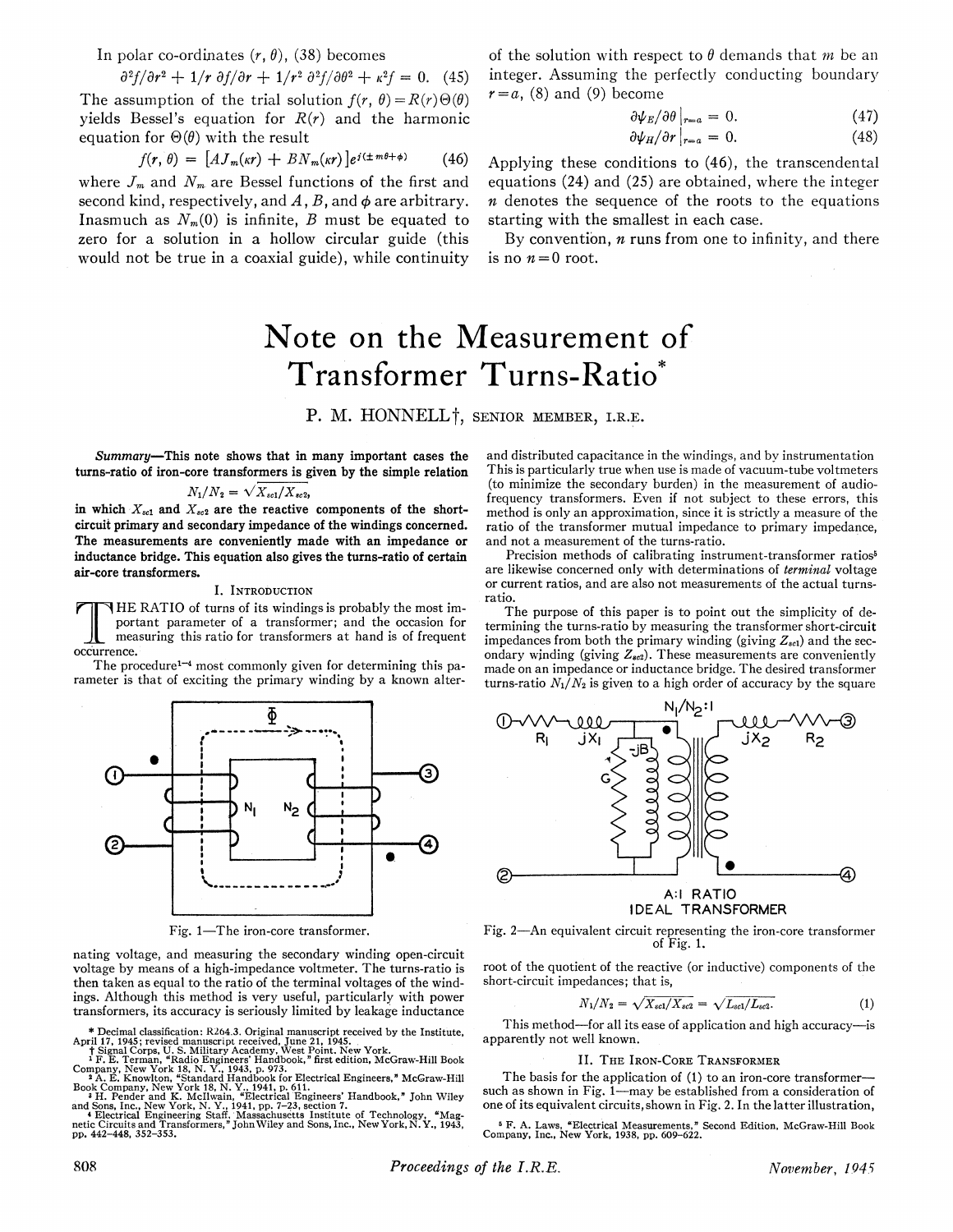In polar co-ordinates $(r, \theta)$, (38) becomes

$$\partial^2 f/\partial r^2 + 1/r\, \partial f/\partial r + 1/r^2\, \partial^2 f/\partial \theta^2 + \kappa^2 f = 0. \quad (45)$$

The assumption of the trial solution $f(r, \theta) = R(r)\Theta(\theta)$ yields Bessel's equation for $R(r)$ and the harmonic equation for $\Theta(\theta)$ with the result

$$f(r, \theta) = [AJ_m(\kappa r) + BN_m(\kappa r)]e^{j(\pm m\theta + \phi)} \quad (46)$$

where $J_m$ and $N_m$ are Bessel functions of the first and second kind, respectively, and $A$, $B$, and $\phi$ are arbitrary. Inasmuch as $N_m(0)$ is infinite, $B$ must be equated to zero for a solution in a hollow circular guide (this would not be true in a coaxial guide), while continuity of the solution with respect to $\theta$ demands that $m$ be an integer. Assuming the perfectly conducting boundary $r = a$, (8) and (9) become

$$\partial \psi_E/\partial \theta \big|_{r=a} = 0. \quad (47)$$

$$\partial \psi_H/\partial r \big|_{r=a} = 0. \quad (48)$$

Applying these conditions to (46), the transcendental equations (24) and (25) are obtained, where the integer $n$ denotes the sequence of the roots to the equations starting with the smallest in each case.

By convention, $n$ runs from one to infinity, and there is no $n = 0$ root.

# Note on the Measurement of Transformer Turns-Ratio*

P. M. HONNELL†, SENIOR MEMBER, I.R.E.

**Summary—This note shows that in many important cases the turns-ratio of iron-core transformers is given by the simple relation**

$$N_1/N_2 = \sqrt{X_{sc1}/X_{sc2}},$$

**in which $X_{sc1}$ and $X_{sc2}$ are the reactive components of the short-circuit primary and secondary impedance of the windings concerned. The measurements are conveniently made with an impedance or inductance bridge. This equation also gives the turns-ratio of certain air-core transformers.**

## I. Introduction

The ratio of turns of its windings is probably the most important parameter of a transformer; and the occasion for measuring this ratio for transformers at hand is of frequent occurrence.

The procedure[1–4] most commonly given for determining this parameter is that of exciting the primary winding by a known alternating voltage, and measuring the secondary winding open-circuit voltage by means of a high-impedance voltmeter. The turns-ratio is then taken as equal to the ratio of the terminal voltages of the windings. Although this method is very useful, particularly with power transformers, its accuracy is seriously limited by leakage inductance and distributed capacitance in the windings, and by instrumentation This is particularly true when use is made of vacuum-tube voltmeters (to minimize the secondary burden) in the measurement of audio-frequency transformers. Even if not subject to these errors, this method is only an approximation, since it is strictly a measure of the ratio of the transformer mutual impedance to primary impedance, and not a measurement of the turns-ratio.

Precision methods of calibrating instrument-transformer ratios[5] are likewise concerned only with determinations of *terminal* voltage or current ratios, and are also not measurements of the actual turns-ratio.

The purpose of this paper is to point out the simplicity of determining the turns-ratio by measuring the transformer short-circuit impedances from both the primary winding (giving $Z_{sc1}$) and the secondary winding (giving $Z_{sc2}$). These measurements are conveniently made on an impedance or inductance bridge. The desired transformer turns-ratio $N_1/N_2$ is given to a high order of accuracy by the square root of the quotient of the reactive (or inductive) components of the short-circuit impedances; that is,

$$N_1/N_2 = \sqrt{X_{sc1}/X_{sc2}} = \sqrt{L_{sc1}/L_{sc2}}. \quad (1)$$

Fig. 1—The iron-core transformer.

$N_1/N_2{:}1$

A:1 RATIO IDEAL TRANSFORMER

Fig. 2—An equivalent circuit representing the iron-core transformer of Fig. 1.

This method—for all its ease of application and high accuracy—is apparently not well known.

## II. The Iron-Core Transformer

The basis for the application of (1) to an iron-core transformer—such as shown in Fig. 1—may be established from a consideration of one of its equivalent circuits, shown in Fig. 2. In the latter illustration,

\* Decimal classification: R264.3. Original manuscript received by the Institute, April 17, 1945; revised manuscript received, June 21, 1945.

† Signal Corps, U. S. Military Academy, West Point, New York.

[1] F. E. Terman, "Radio Engineers' Handbook," first edition, McGraw-Hill Book Company, New York 18, N. Y., 1943, p. 973.

[2] A. E. Knowlton, "Standard Handbook for Electrical Engineers," McGraw-Hill Book Company, New York 18, N. Y., 1941, p. 611.

[3] H. Pender and K. McIlwain, "Electrical Engineers' Handbook," John Wiley and Sons, Inc., New York, N. Y., 1941, pp. 7–23, section 7.

[4] Electrical Engineering Staff, Massachusetts Institute of Technology, "Magnetic Circuits and Transformers," John Wiley and Sons, Inc., New York, N. Y., 1943, pp. 442–448, 352–353.

[5] F. A. Laws, "Electrical Measurements," Second Edition, McGraw-Hill Book Company, Inc., New York, 1938, pp. 609–622.